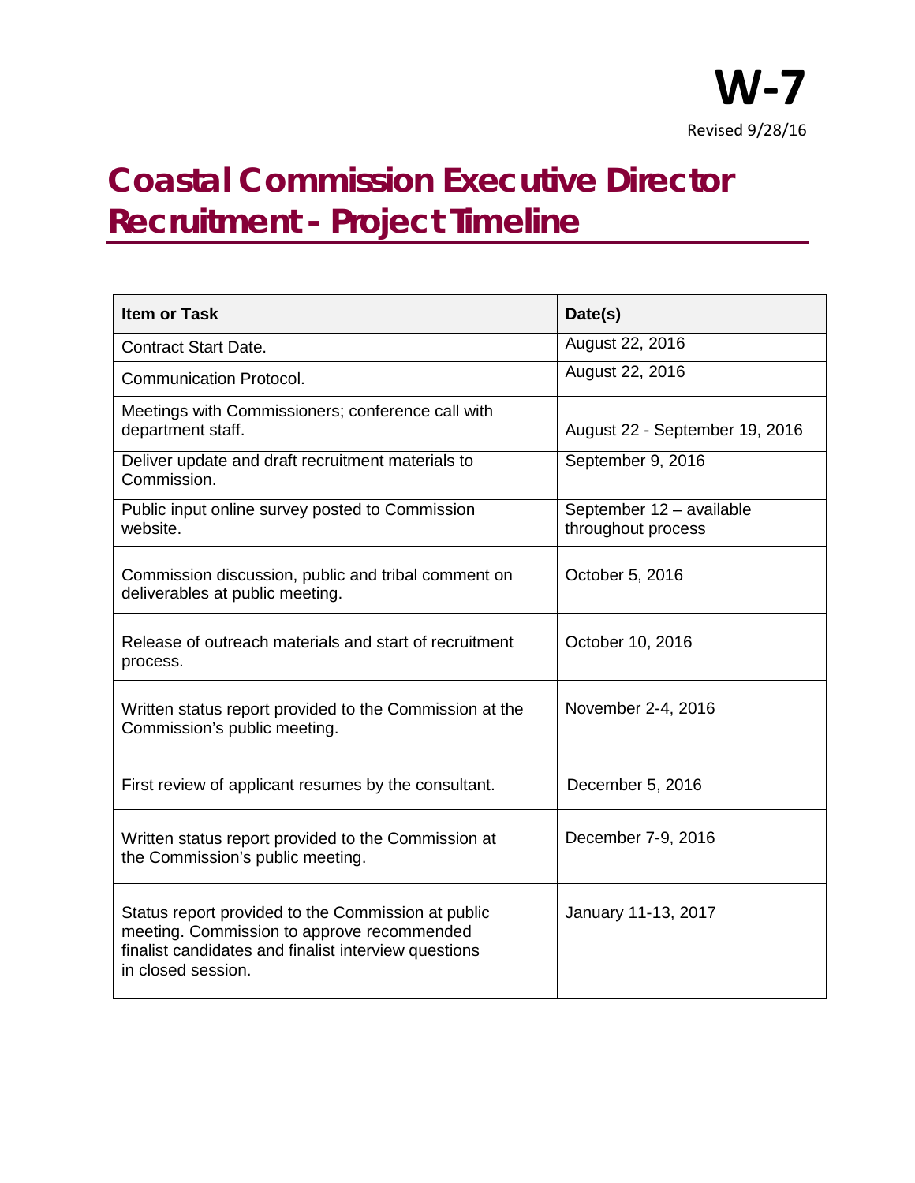**W-7**

Revised 9/28/16

# Coastal Commission Executive Director Recruitment - Project Timeline

| Item or Task | Date(s) |
| --- | --- |
| Contract Start Date. | August 22, 2016 |
| Communication Protocol. | August 22, 2016 |
| Meetings with Commissioners; conference call with department staff. | August 22 - September 19, 2016 |
| Deliver update and draft recruitment materials to Commission. | September 9, 2016 |
| Public input online survey posted to Commission website. | September 12 – available throughout process |
| Commission discussion, public and tribal comment on deliverables at public meeting. | October 5, 2016 |
| Release of outreach materials and start of recruitment process. | October 10, 2016 |
| Written status report provided to the Commission at the Commission's public meeting. | November 2-4, 2016 |
| First review of applicant resumes by the consultant. | December 5, 2016 |
| Written status report provided to the Commission at the Commission's public meeting. | December 7-9, 2016 |
| Status report provided to the Commission at public meeting. Commission to approve recommended finalist candidates and finalist interview questions in closed session. | January 11-13, 2017 |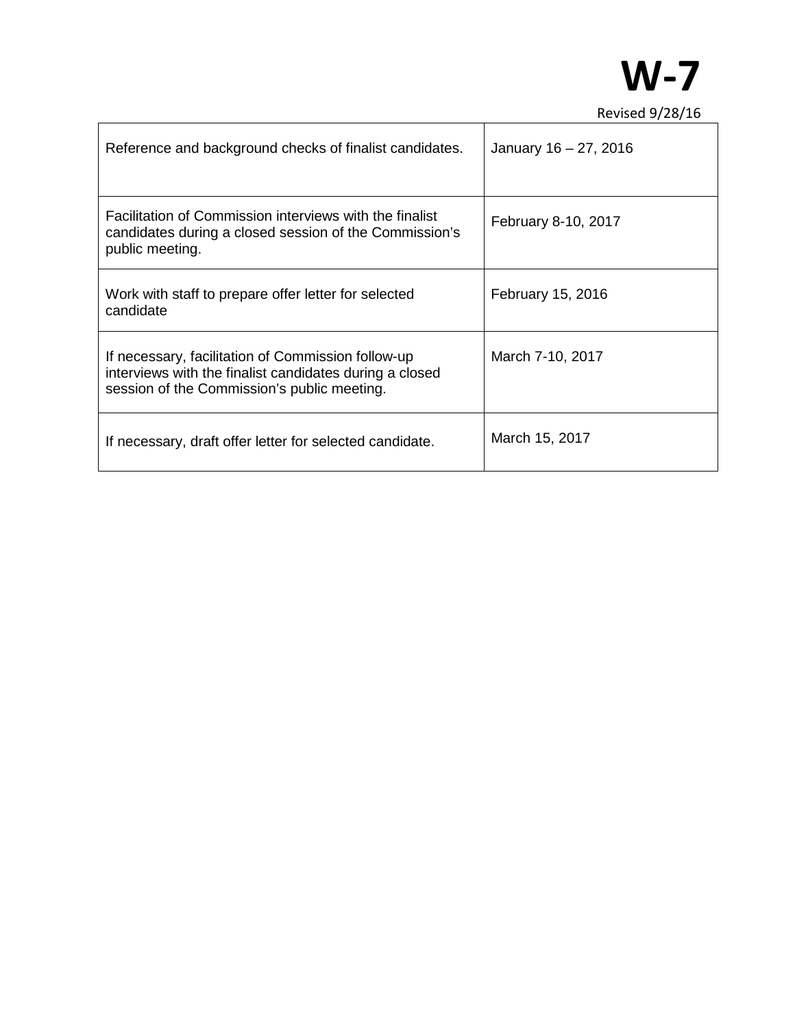# W-7

Revised 9/28/16

| | |
|---|---|
| Reference and background checks of finalist candidates. | January 16 – 27, 2016 |
| Facilitation of Commission interviews with the finalist candidates during a closed session of the Commission's public meeting. | February 8-10, 2017 |
| Work with staff to prepare offer letter for selected candidate | February 15, 2016 |
| If necessary, facilitation of Commission follow-up interviews with the finalist candidates during a closed session of the Commission's public meeting. | March 7-10, 2017 |
| If necessary, draft offer letter for selected candidate. | March 15, 2017 |